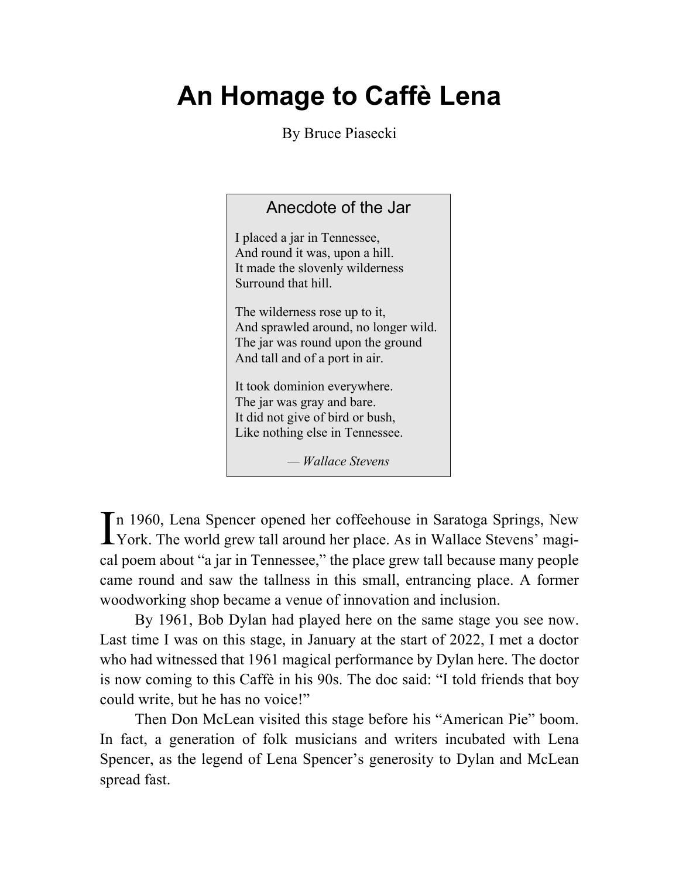# An Homage to Caffè Lena

By Bruce Piasecki

> **Anecdote of the Jar**
>
> I placed a jar in Tennessee,  
> And round it was, upon a hill.  
> It made the slovenly wilderness  
> Surround that hill.
>
> The wilderness rose up to it,  
> And sprawled around, no longer wild.  
> The jar was round upon the ground  
> And tall and of a port in air.
>
> It took dominion everywhere.  
> The jar was gray and bare.  
> It did not give of bird or bush,  
> Like nothing else in Tennessee.
>
> — *Wallace Stevens*

In 1960, Lena Spencer opened her coffeehouse in Saratoga Springs, New York. The world grew tall around her place. As in Wallace Stevens' magical poem about "a jar in Tennessee," the place grew tall because many people came round and saw the tallness in this small, entrancing place. A former woodworking shop became a venue of innovation and inclusion.

By 1961, Bob Dylan had played here on the same stage you see now. Last time I was on this stage, in January at the start of 2022, I met a doctor who had witnessed that 1961 magical performance by Dylan here. The doctor is now coming to this Caffè in his 90s. The doc said: "I told friends that boy could write, but he has no voice!"

Then Don McLean visited this stage before his "American Pie" boom. In fact, a generation of folk musicians and writers incubated with Lena Spencer, as the legend of Lena Spencer's generosity to Dylan and McLean spread fast.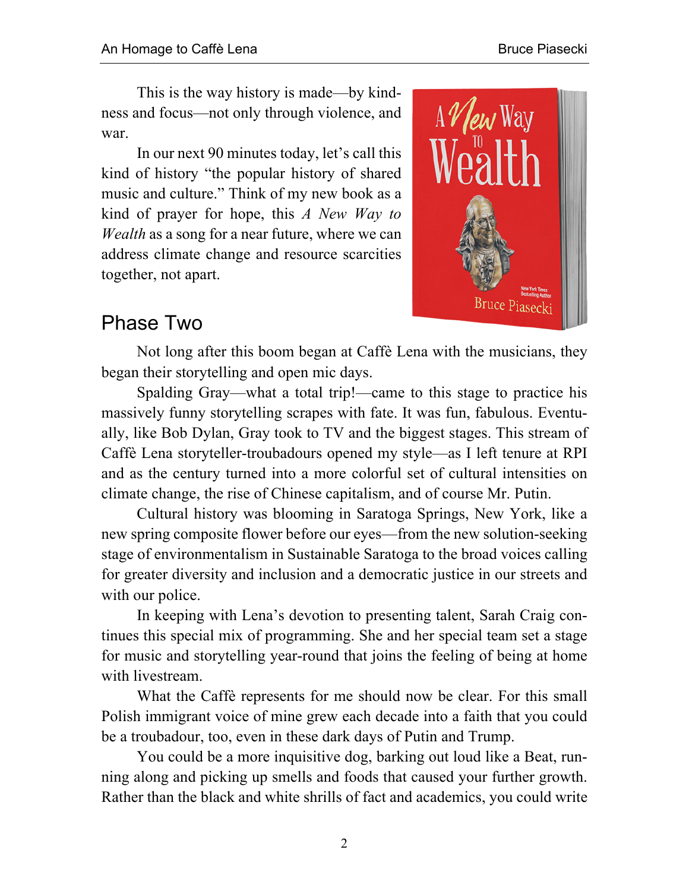This is the way history is made—by kindness and focus—not only through violence, and war.

In our next 90 minutes today, let's call this kind of history "the popular history of shared music and culture." Think of my new book as a kind of prayer for hope, this *A New Way to Wealth* as a song for a near future, where we can address climate change and resource scarcities together, not apart.

## Phase Two

Not long after this boom began at Caffè Lena with the musicians, they began their storytelling and open mic days.

Spalding Gray—what a total trip!—came to this stage to practice his massively funny storytelling scrapes with fate. It was fun, fabulous. Eventually, like Bob Dylan, Gray took to TV and the biggest stages. This stream of Caffè Lena storyteller-troubadours opened my style—as I left tenure at RPI and as the century turned into a more colorful set of cultural intensities on climate change, the rise of Chinese capitalism, and of course Mr. Putin.

Cultural history was blooming in Saratoga Springs, New York, like a new spring composite flower before our eyes—from the new solution-seeking stage of environmentalism in Sustainable Saratoga to the broad voices calling for greater diversity and inclusion and a democratic justice in our streets and with our police.

In keeping with Lena's devotion to presenting talent, Sarah Craig continues this special mix of programming. She and her special team set a stage for music and storytelling year-round that joins the feeling of being at home with livestream.

What the Caffè represents for me should now be clear. For this small Polish immigrant voice of mine grew each decade into a faith that you could be a troubadour, too, even in these dark days of Putin and Trump.

You could be a more inquisitive dog, barking out loud like a Beat, running along and picking up smells and foods that caused your further growth. Rather than the black and white shrills of fact and academics, you could write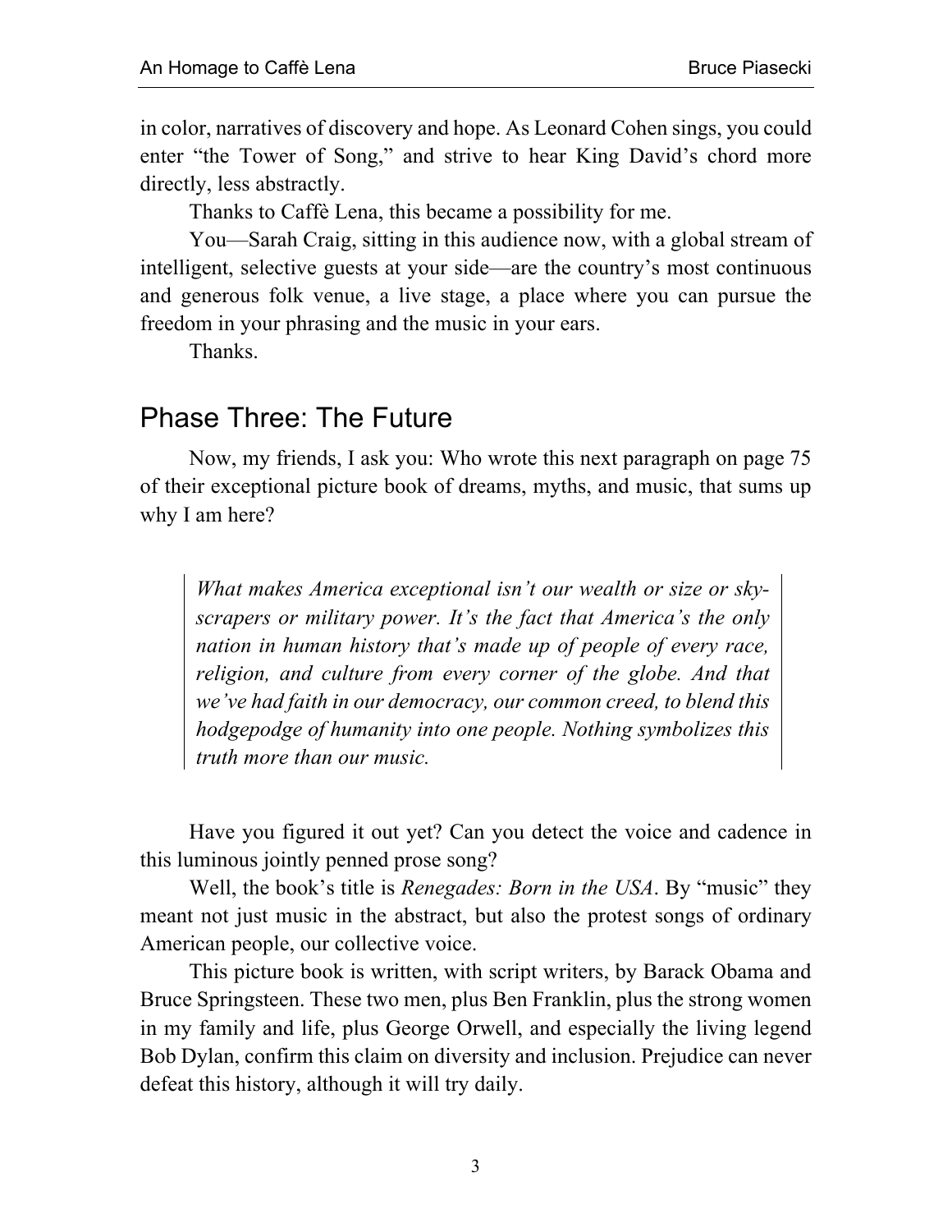in color, narratives of discovery and hope. As Leonard Cohen sings, you could enter "the Tower of Song," and strive to hear King David's chord more directly, less abstractly.

Thanks to Caffè Lena, this became a possibility for me.

You—Sarah Craig, sitting in this audience now, with a global stream of intelligent, selective guests at your side—are the country's most continuous and generous folk venue, a live stage, a place where you can pursue the freedom in your phrasing and the music in your ears.

Thanks.

## Phase Three: The Future

Now, my friends, I ask you: Who wrote this next paragraph on page 75 of their exceptional picture book of dreams, myths, and music, that sums up why I am here?

> *What makes America exceptional isn't our wealth or size or skyscrapers or military power. It's the fact that America's the only nation in human history that's made up of people of every race, religion, and culture from every corner of the globe. And that we've had faith in our democracy, our common creed, to blend this hodgepodge of humanity into one people. Nothing symbolizes this truth more than our music.*

Have you figured it out yet? Can you detect the voice and cadence in this luminous jointly penned prose song?

Well, the book's title is *Renegades: Born in the USA*. By "music" they meant not just music in the abstract, but also the protest songs of ordinary American people, our collective voice.

This picture book is written, with script writers, by Barack Obama and Bruce Springsteen. These two men, plus Ben Franklin, plus the strong women in my family and life, plus George Orwell, and especially the living legend Bob Dylan, confirm this claim on diversity and inclusion. Prejudice can never defeat this history, although it will try daily.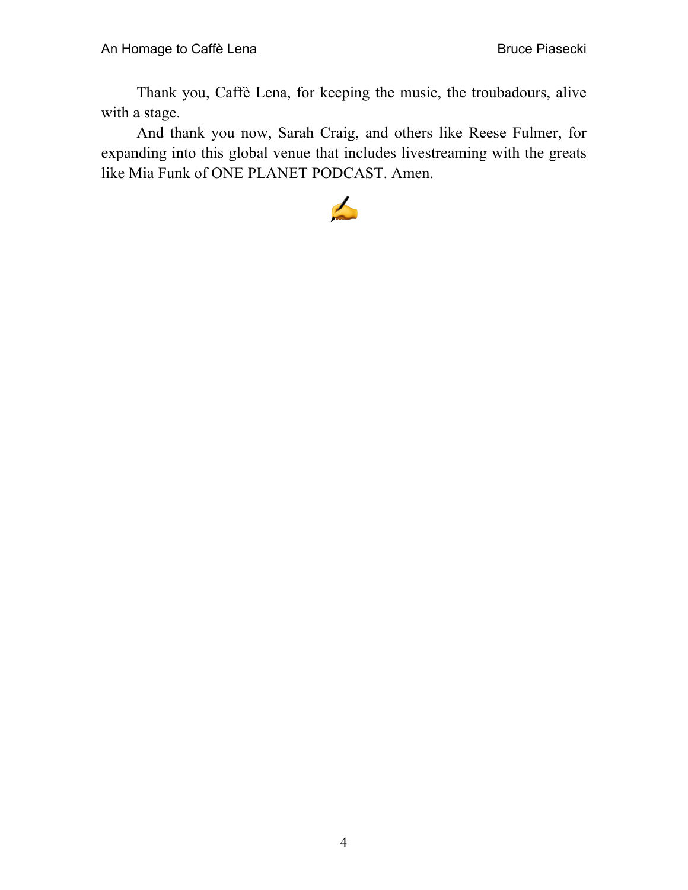Thank you, Caffè Lena, for keeping the music, the troubadours, alive with a stage.

And thank you now, Sarah Craig, and others like Reese Fulmer, for expanding into this global venue that includes livestreaming with the greats like Mia Funk of ONE PLANET PODCAST. Amen.

✍️